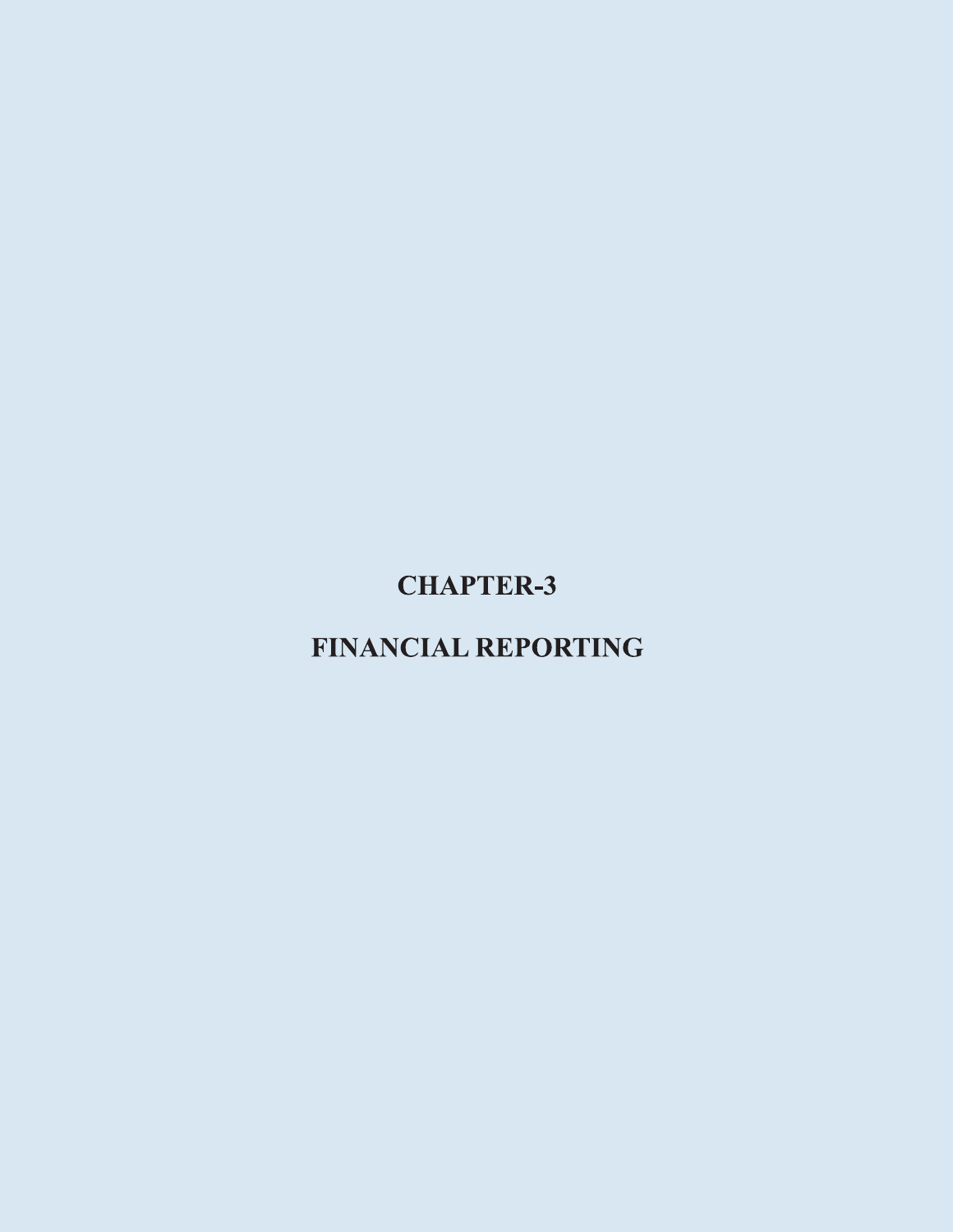# CHAPTER-3

# FINANCIAL REPORTING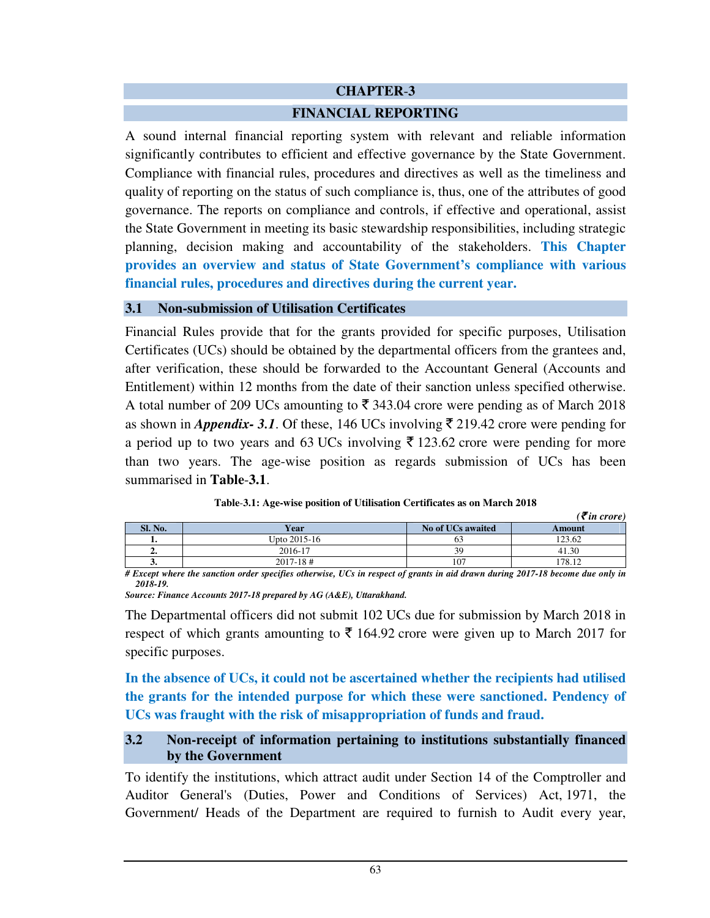# CHAPTER-3

# FINANCIAL REPORTING

A sound internal financial reporting system with relevant and reliable information significantly contributes to efficient and effective governance by the State Government. Compliance with financial rules, procedures and directives as well as the timeliness and quality of reporting on the status of such compliance is, thus, one of the attributes of good governance. The reports on compliance and controls, if effective and operational, assist the State Government in meeting its basic stewardship responsibilities, including strategic planning, decision making and accountability of the stakeholders. **This Chapter provides an overview and status of State Government's compliance with various financial rules, procedures and directives during the current year.**

## 3.1 Non-submission of Utilisation Certificates

Financial Rules provide that for the grants provided for specific purposes, Utilisation Certificates (UCs) should be obtained by the departmental officers from the grantees and, after verification, these should be forwarded to the Accountant General (Accounts and Entitlement) within 12 months from the date of their sanction unless specified otherwise. A total number of 209 UCs amounting to ₹ 343.04 crore were pending as of March 2018 as shown in ***Appendix- 3.1***. Of these, 146 UCs involving ₹ 219.42 crore were pending for a period up to two years and 63 UCs involving ₹ 123.62 crore were pending for more than two years. The age-wise position as regards submission of UCs has been summarised in **Table-3.1**.

**Table-3.1: Age-wise position of Utilisation Certificates as on March 2018**

*(₹ in crore)*

| Sl. No. | Year | No of UCs awaited | Amount |
|---|---|---|---|
| 1. | Upto 2015-16 | 63 | 123.62 |
| 2. | 2016-17 | 39 | 41.30 |
| 3. | 2017-18 # | 107 | 178.12 |

*# Except where the sanction order specifies otherwise, UCs in respect of grants in aid drawn during 2017-18 become due only in 2018-19.*

*Source: Finance Accounts 2017-18 prepared by AG (A&E), Uttarakhand.*

The Departmental officers did not submit 102 UCs due for submission by March 2018 in respect of which grants amounting to ₹ 164.92 crore were given up to March 2017 for specific purposes.

**In the absence of UCs, it could not be ascertained whether the recipients had utilised the grants for the intended purpose for which these were sanctioned. Pendency of UCs was fraught with the risk of misappropriation of funds and fraud.**

## 3.2 Non-receipt of information pertaining to institutions substantially financed by the Government

To identify the institutions, which attract audit under Section 14 of the Comptroller and Auditor General's (Duties, Power and Conditions of Services) Act, 1971, the Government/ Heads of the Department are required to furnish to Audit every year,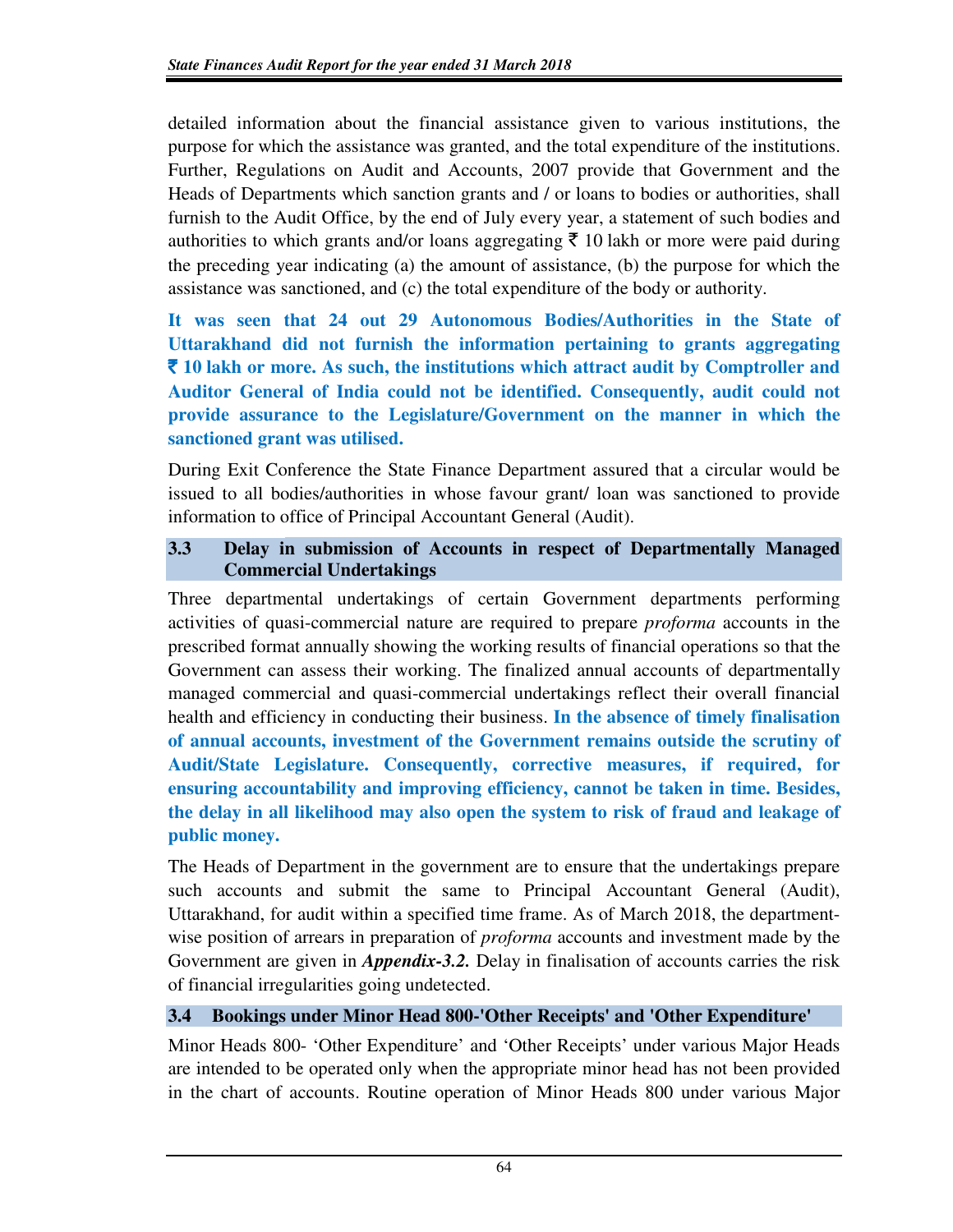detailed information about the financial assistance given to various institutions, the purpose for which the assistance was granted, and the total expenditure of the institutions. Further, Regulations on Audit and Accounts, 2007 provide that Government and the Heads of Departments which sanction grants and / or loans to bodies or authorities, shall furnish to the Audit Office, by the end of July every year, a statement of such bodies and authorities to which grants and/or loans aggregating ₹ 10 lakh or more were paid during the preceding year indicating (a) the amount of assistance, (b) the purpose for which the assistance was sanctioned, and (c) the total expenditure of the body or authority.

**It was seen that 24 out 29 Autonomous Bodies/Authorities in the State of Uttarakhand did not furnish the information pertaining to grants aggregating ₹ 10 lakh or more. As such, the institutions which attract audit by Comptroller and Auditor General of India could not be identified. Consequently, audit could not provide assurance to the Legislature/Government on the manner in which the sanctioned grant was utilised.**

During Exit Conference the State Finance Department assured that a circular would be issued to all bodies/authorities in whose favour grant/ loan was sanctioned to provide information to office of Principal Accountant General (Audit).

### 3.3 Delay in submission of Accounts in respect of Departmentally Managed Commercial Undertakings

Three departmental undertakings of certain Government departments performing activities of quasi-commercial nature are required to prepare *proforma* accounts in the prescribed format annually showing the working results of financial operations so that the Government can assess their working. The finalized annual accounts of departmentally managed commercial and quasi-commercial undertakings reflect their overall financial health and efficiency in conducting their business. **In the absence of timely finalisation of annual accounts, investment of the Government remains outside the scrutiny of Audit/State Legislature. Consequently, corrective measures, if required, for ensuring accountability and improving efficiency, cannot be taken in time. Besides, the delay in all likelihood may also open the system to risk of fraud and leakage of public money.**

The Heads of Department in the government are to ensure that the undertakings prepare such accounts and submit the same to Principal Accountant General (Audit), Uttarakhand, for audit within a specified time frame. As of March 2018, the department-wise position of arrears in preparation of *proforma* accounts and investment made by the Government are given in ***Appendix-3.2.*** Delay in finalisation of accounts carries the risk of financial irregularities going undetected.

### 3.4 Bookings under Minor Head 800-'Other Receipts' and 'Other Expenditure'

Minor Heads 800- 'Other Expenditure' and 'Other Receipts' under various Major Heads are intended to be operated only when the appropriate minor head has not been provided in the chart of accounts. Routine operation of Minor Heads 800 under various Major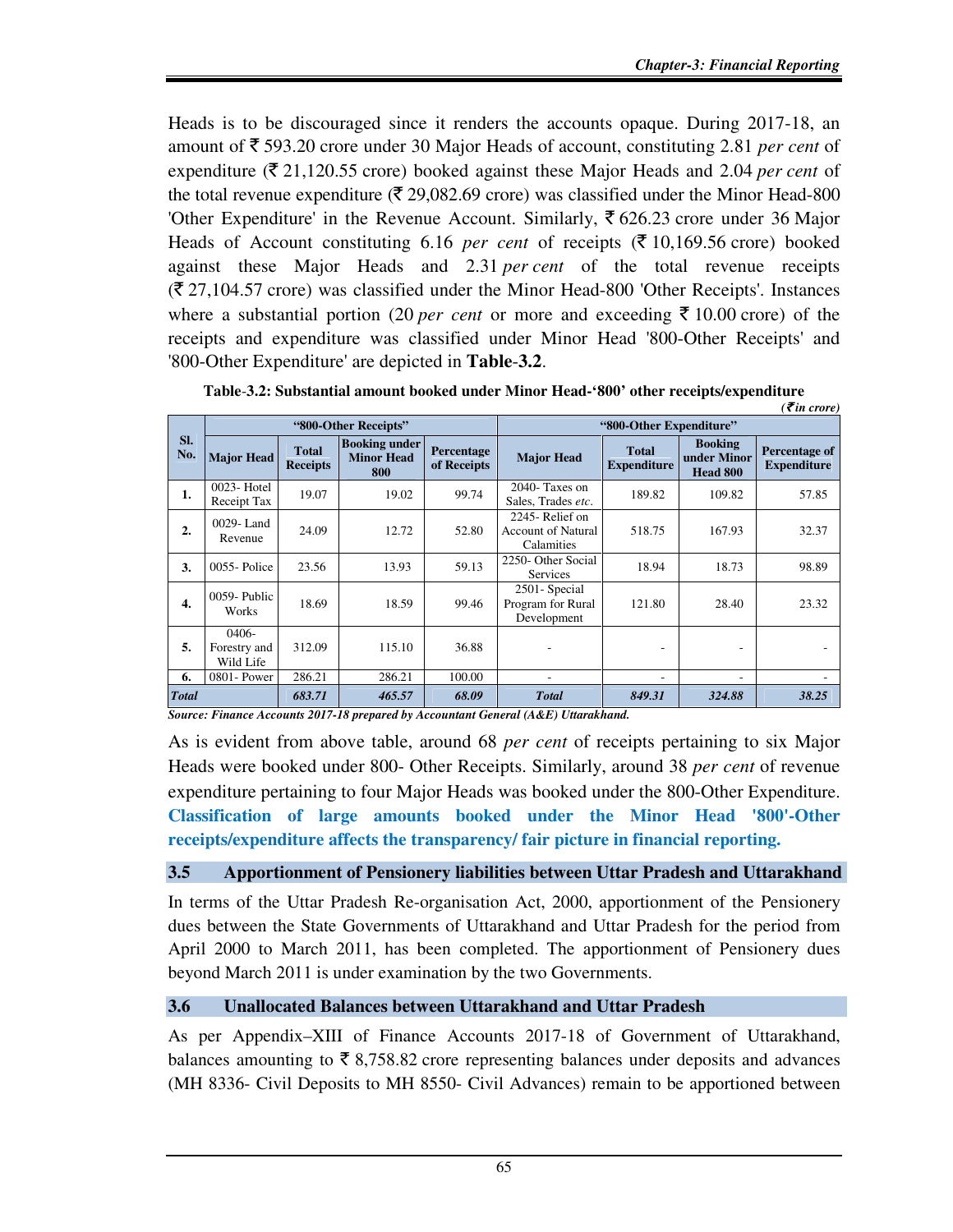Heads is to be discouraged since it renders the accounts opaque. During 2017-18, an amount of ₹ 593.20 crore under 30 Major Heads of account, constituting 2.81 *per cent* of expenditure (₹ 21,120.55 crore) booked against these Major Heads and 2.04 *per cent* of the total revenue expenditure (₹ 29,082.69 crore) was classified under the Minor Head-800 'Other Expenditure' in the Revenue Account. Similarly, ₹ 626.23 crore under 36 Major Heads of Account constituting 6.16 *per cent* of receipts (₹ 10,169.56 crore) booked against these Major Heads and 2.31 *per cent* of the total revenue receipts (₹ 27,104.57 crore) was classified under the Minor Head-800 'Other Receipts'. Instances where a substantial portion (20 *per cent* or more and exceeding ₹ 10.00 crore) of the receipts and expenditure was classified under Minor Head '800-Other Receipts' and '800-Other Expenditure' are depicted in **Table-3.2**.

**Table-3.2: Substantial amount booked under Minor Head-'800' other receipts/expenditure**

*(₹ in crore)*

| Sl. No. | "800-Other Receipts" | | | | "800-Other Expenditure" | | | |
|---|---|---|---|---|---|---|---|---|
| | Major Head | Total Receipts | Booking under Minor Head 800 | Percentage of Receipts | Major Head | Total Expenditure | Booking under Minor Head 800 | Percentage of Expenditure |
| **1.** | 0023- Hotel Receipt Tax | 19.07 | 19.02 | 99.74 | 2040- Taxes on Sales, Trades *etc.* | 189.82 | 109.82 | 57.85 |
| **2.** | 0029- Land Revenue | 24.09 | 12.72 | 52.80 | 2245- Relief on Account of Natural Calamities | 518.75 | 167.93 | 32.37 |
| **3.** | 0055- Police | 23.56 | 13.93 | 59.13 | 2250- Other Social Services | 18.94 | 18.73 | 98.89 |
| **4.** | 0059- Public Works | 18.69 | 18.59 | 99.46 | 2501- Special Program for Rural Development | 121.80 | 28.40 | 23.32 |
| **5.** | 0406- Forestry and Wild Life | 312.09 | 115.10 | 36.88 | - | - | - | - |
| **6.** | 0801- Power | 286.21 | 286.21 | 100.00 | - | - | - | - |
| ***Total*** | | ***683.71*** | ***465.57*** | ***68.09*** | ***Total*** | ***849.31*** | ***324.88*** | ***38.25*** |

***Source: Finance Accounts 2017-18 prepared by Accountant General (A&E) Uttarakhand.***

As is evident from above table, around 68 *per cent* of receipts pertaining to six Major Heads were booked under 800- Other Receipts. Similarly, around 38 *per cent* of revenue expenditure pertaining to four Major Heads was booked under the 800-Other Expenditure. **Classification of large amounts booked under the Minor Head '800'-Other receipts/expenditure affects the transparency/ fair picture in financial reporting.**

## 3.5 Apportionment of Pensionery liabilities between Uttar Pradesh and Uttarakhand

In terms of the Uttar Pradesh Re-organisation Act, 2000, apportionment of the Pensionery dues between the State Governments of Uttarakhand and Uttar Pradesh for the period from April 2000 to March 2011, has been completed. The apportionment of Pensionery dues beyond March 2011 is under examination by the two Governments.

## 3.6 Unallocated Balances between Uttarakhand and Uttar Pradesh

As per Appendix–XIII of Finance Accounts 2017-18 of Government of Uttarakhand, balances amounting to ₹ 8,758.82 crore representing balances under deposits and advances (MH 8336- Civil Deposits to MH 8550- Civil Advances) remain to be apportioned between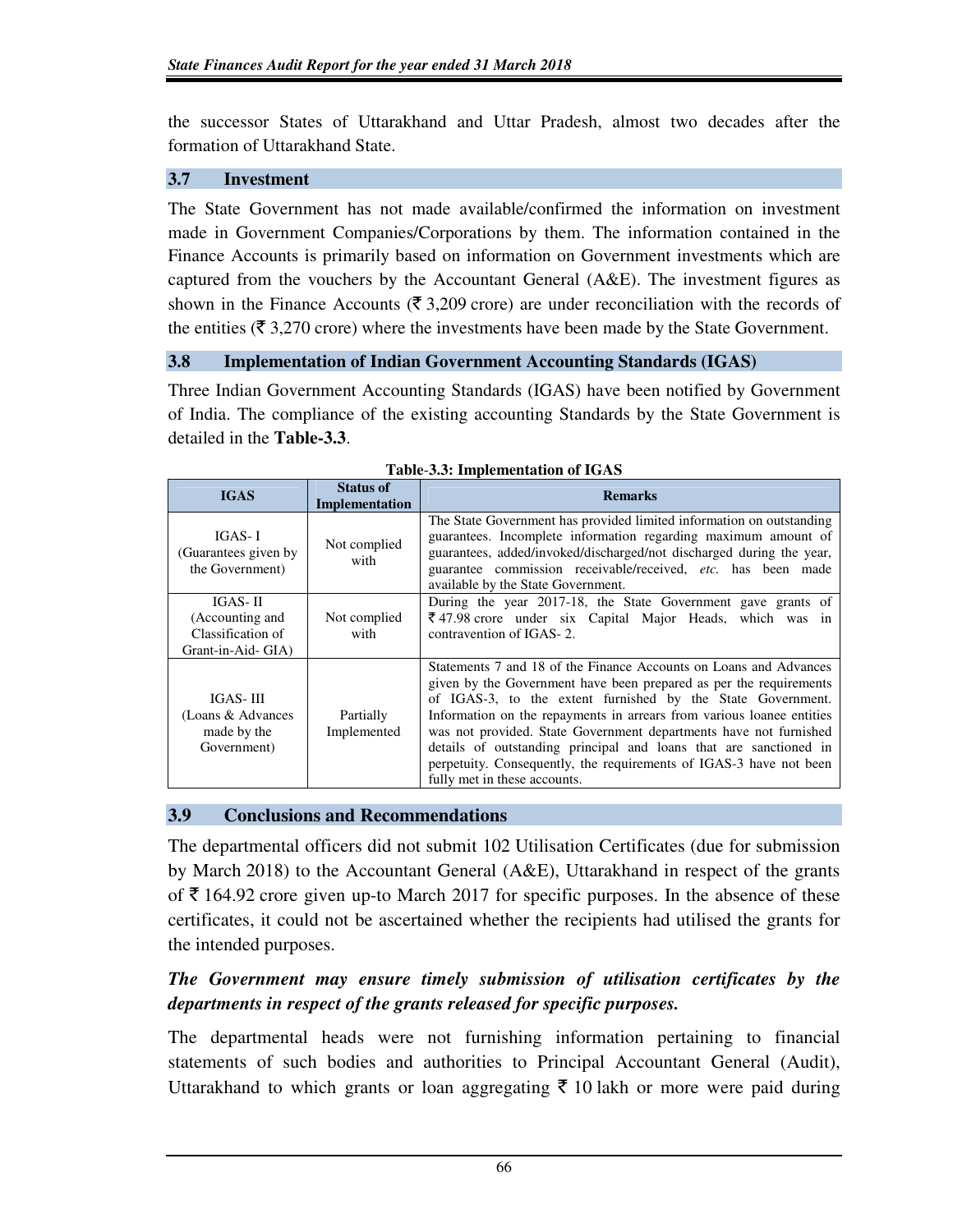the successor States of Uttarakhand and Uttar Pradesh, almost two decades after the formation of Uttarakhand State.

## 3.7 Investment

The State Government has not made available/confirmed the information on investment made in Government Companies/Corporations by them. The information contained in the Finance Accounts is primarily based on information on Government investments which are captured from the vouchers by the Accountant General (A&E). The investment figures as shown in the Finance Accounts (₹ 3,209 crore) are under reconciliation with the records of the entities (₹ 3,270 crore) where the investments have been made by the State Government.

## 3.8 Implementation of Indian Government Accounting Standards (IGAS)

Three Indian Government Accounting Standards (IGAS) have been notified by Government of India. The compliance of the existing accounting Standards by the State Government is detailed in the **Table-3.3**.

**Table-3.3: Implementation of IGAS**

| IGAS | Status of Implementation | Remarks |
|---|---|---|
| IGAS- I (Guarantees given by the Government) | Not complied with | The State Government has provided limited information on outstanding guarantees. Incomplete information regarding maximum amount of guarantees, added/invoked/discharged/not discharged during the year, guarantee commission receivable/received, *etc.* has been made available by the State Government. |
| IGAS- II (Accounting and Classification of Grant-in-Aid- GIA) | Not complied with | During the year 2017-18, the State Government gave grants of ₹ 47.98 crore under six Capital Major Heads, which was in contravention of IGAS- 2. |
| IGAS- III (Loans & Advances made by the Government) | Partially Implemented | Statements 7 and 18 of the Finance Accounts on Loans and Advances given by the Government have been prepared as per the requirements of IGAS-3, to the extent furnished by the State Government. Information on the repayments in arrears from various loanee entities was not provided. State Government departments have not furnished details of outstanding principal and loans that are sanctioned in perpetuity. Consequently, the requirements of IGAS-3 have not been fully met in these accounts. |

## 3.9 Conclusions and Recommendations

The departmental officers did not submit 102 Utilisation Certificates (due for submission by March 2018) to the Accountant General (A&E), Uttarakhand in respect of the grants of ₹ 164.92 crore given up-to March 2017 for specific purposes. In the absence of these certificates, it could not be ascertained whether the recipients had utilised the grants for the intended purposes.

***The Government may ensure timely submission of utilisation certificates by the departments in respect of the grants released for specific purposes.***

The departmental heads were not furnishing information pertaining to financial statements of such bodies and authorities to Principal Accountant General (Audit), Uttarakhand to which grants or loan aggregating ₹ 10 lakh or more were paid during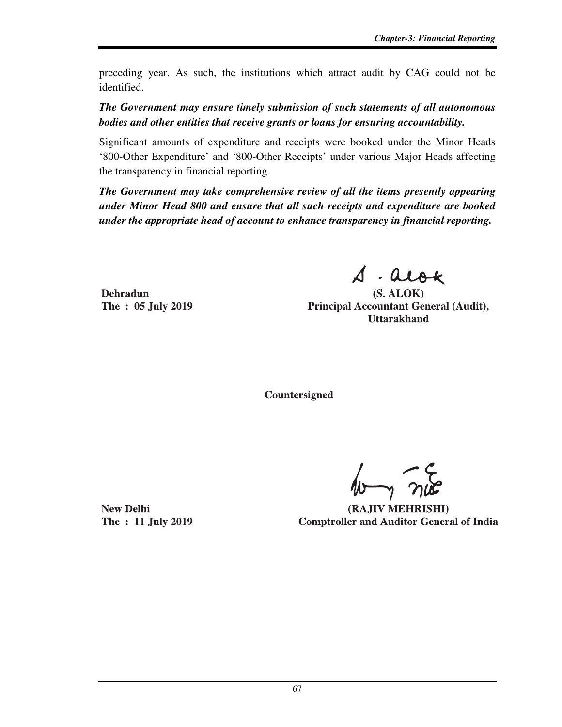preceding year. As such, the institutions which attract audit by CAG could not be identified.

***The Government may ensure timely submission of such statements of all autonomous bodies and other entities that receive grants or loans for ensuring accountability.***

Significant amounts of expenditure and receipts were booked under the Minor Heads '800-Other Expenditure' and '800-Other Receipts' under various Major Heads affecting the transparency in financial reporting.

***The Government may take comprehensive review of all the items presently appearing under Minor Head 800 and ensure that all such receipts and expenditure are booked under the appropriate head of account to enhance transparency in financial reporting.***

**Dehradun**
**The : 05 July 2019**

**(S. ALOK)**
**Principal Accountant General (Audit), Uttarakhand**

**Countersigned**

**New Delhi**
**The : 11 July 2019**

**(RAJIV MEHRISHI)**
**Comptroller and Auditor General of India**